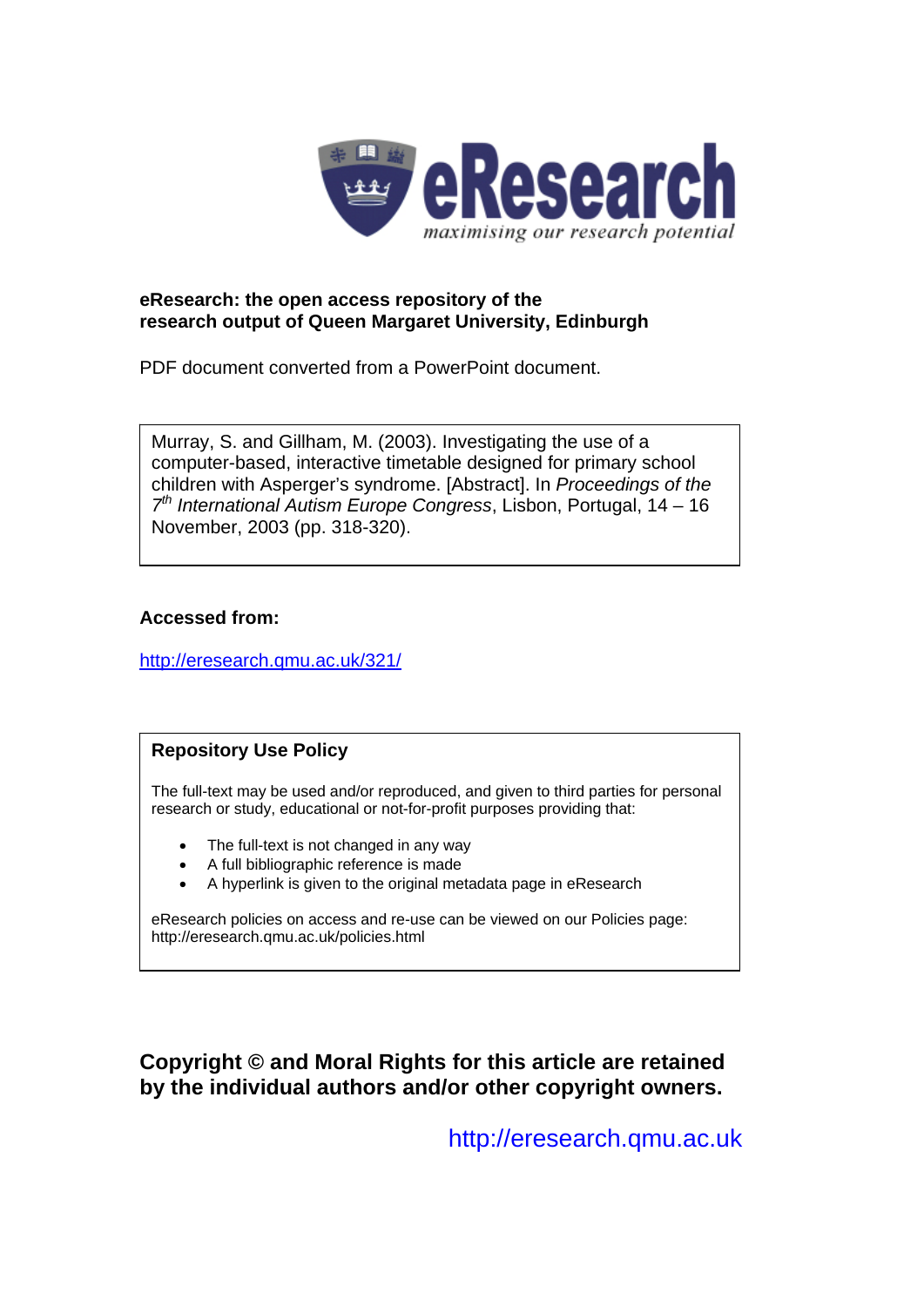eResearch
*maximising our research potential*

**eResearch: the open access repository of the research output of Queen Margaret University, Edinburgh**

PDF document converted from a PowerPoint document.

Murray, S. and Gillham, M. (2003). Investigating the use of a computer-based, interactive timetable designed for primary school children with Asperger's syndrome. [Abstract]. In *Proceedings of the 7th International Autism Europe Congress*, Lisbon, Portugal, 14 – 16 November, 2003 (pp. 318-320).

**Accessed from:**

http://eresearch.qmu.ac.uk/321/

**Repository Use Policy**

The full-text may be used and/or reproduced, and given to third parties for personal research or study, educational or not-for-profit purposes providing that:

- The full-text is not changed in any way
- A full bibliographic reference is made
- A hyperlink is given to the original metadata page in eResearch

eResearch policies on access and re-use can be viewed on our Policies page: http://eresearch.qmu.ac.uk/policies.html

**Copyright © and Moral Rights for this article are retained by the individual authors and/or other copyright owners.**

http://eresearch.qmu.ac.uk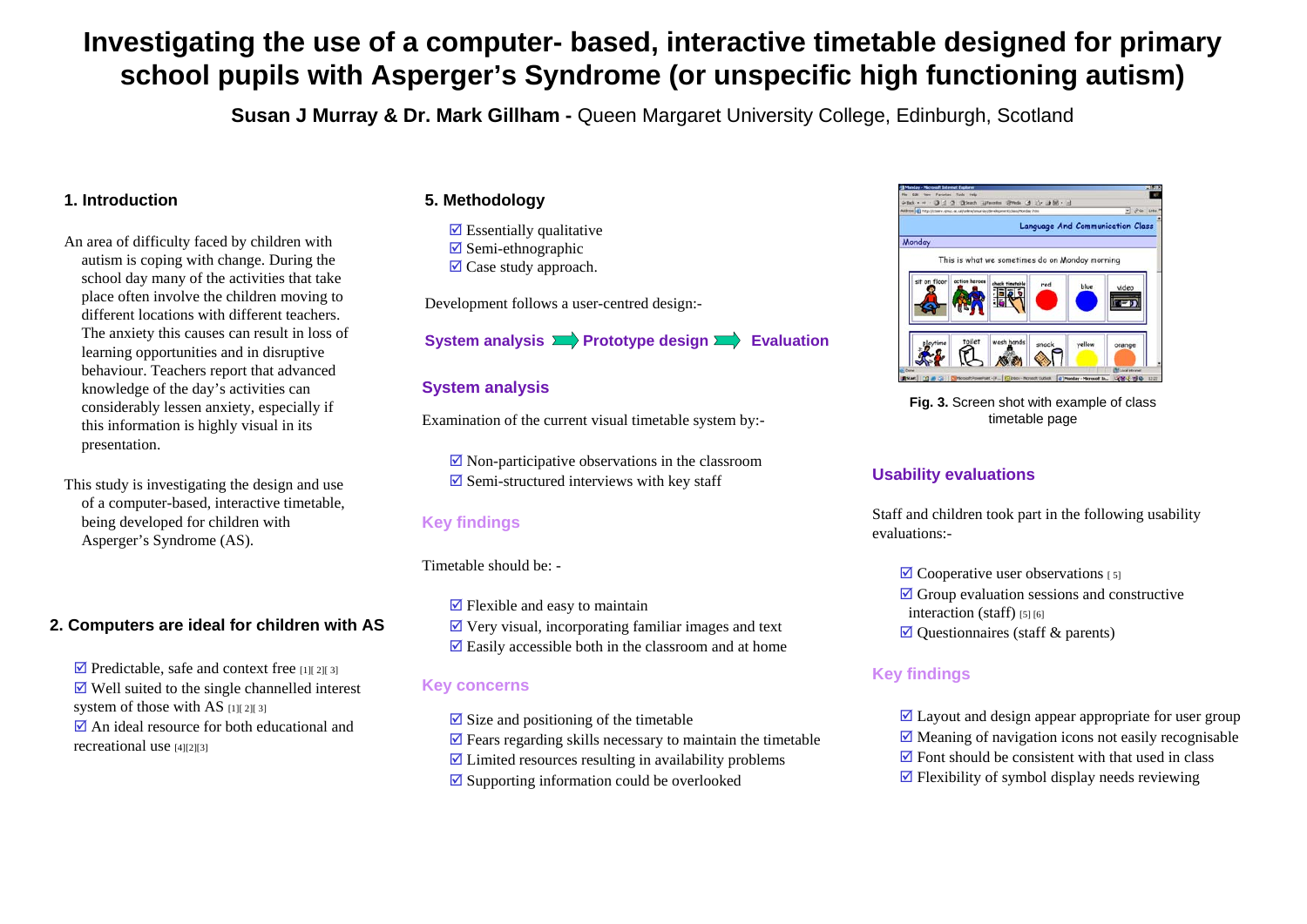# Investigating the use of a computer- based, interactive timetable designed for primary school pupils with Asperger's Syndrome (or unspecific high functioning autism)

**Susan J Murray & Dr. Mark Gillham -** Queen Margaret University College, Edinburgh, Scotland

## 1. Introduction

An area of difficulty faced by children with autism is coping with change. During the school day many of the activities that take place often involve the children moving to different locations with different teachers. The anxiety this causes can result in loss of learning opportunities and in disruptive behaviour. Teachers report that advanced knowledge of the day's activities can considerably lessen anxiety, especially if this information is highly visual in its presentation.

This study is investigating the design and use of a computer-based, interactive timetable, being developed for children with Asperger's Syndrome (AS).

## 2. Computers are ideal for children with AS

- ☑ Predictable, safe and context free [1][2][3]
- ☑ Well suited to the single channelled interest system of those with AS [1][2][3]
- ☑ An ideal resource for both educational and recreational use [4][2][3]

## 5. Methodology

- ☑ Essentially qualitative
- ☑ Semi-ethnographic
- ☑ Case study approach.

Development follows a user-centred design:-

**System analysis** ➡ **Prototype design** ➡ **Evaluation**

### System analysis

Examination of the current visual timetable system by:-

- ☑ Non-participative observations in the classroom
- ☑ Semi-structured interviews with key staff

### Key findings

Timetable should be: -

- ☑ Flexible and easy to maintain
- ☑ Very visual, incorporating familiar images and text
- ☑ Easily accessible both in the classroom and at home

### Key concerns

- ☑ Size and positioning of the timetable
- ☑ Fears regarding skills necessary to maintain the timetable
- ☑ Limited resources resulting in availability problems
- ☑ Supporting information could be overlooked

**Fig. 3.** Screen shot with example of class timetable page

### Usability evaluations

Staff and children took part in the following usability evaluations:-

- ☑ Cooperative user observations [5]
- ☑ Group evaluation sessions and constructive interaction (staff) [5][6]
- ☑ Questionnaires (staff & parents)

### Key findings

- ☑ Layout and design appear appropriate for user group
- ☑ Meaning of navigation icons not easily recognisable
- ☑ Font should be consistent with that used in class
- ☑ Flexibility of symbol display needs reviewing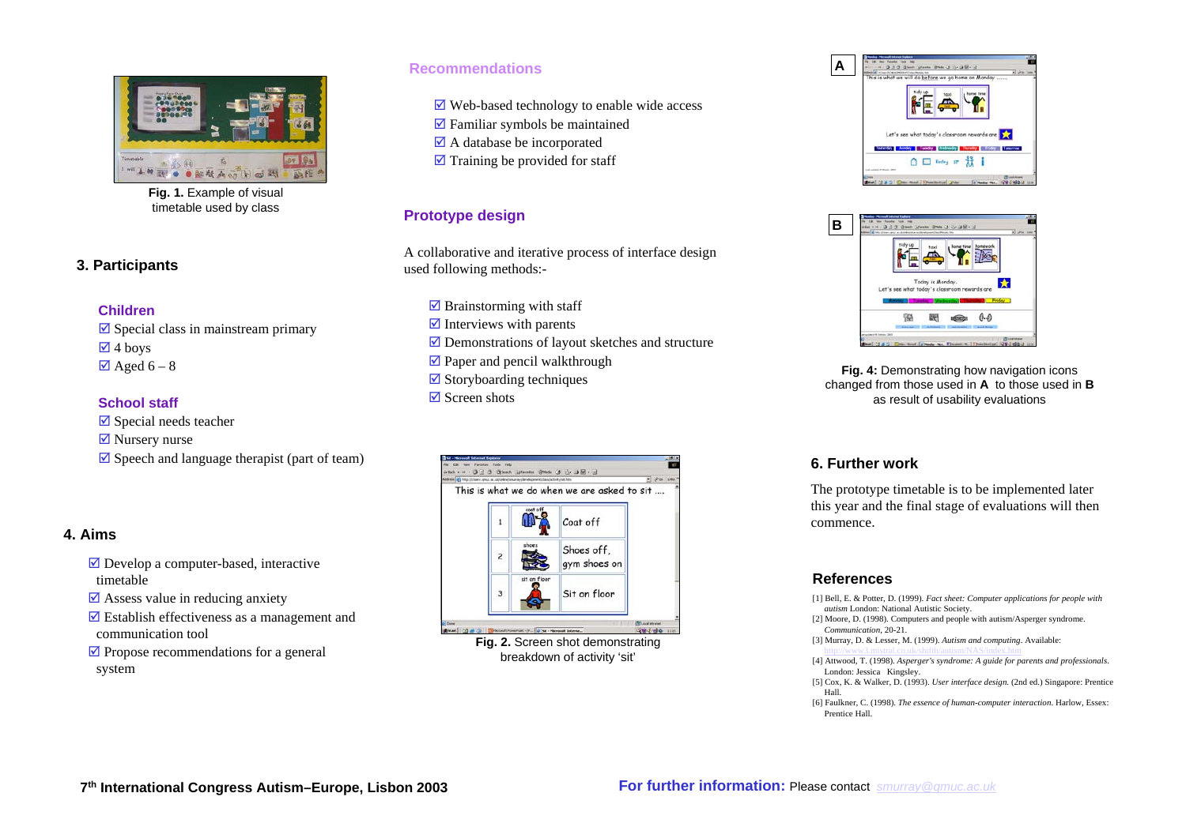Fig. 1. Example of visual timetable used by class

## 3. Participants

### Children

☑ Special class in mainstream primary
☑ 4 boys
☑ Aged 6 – 8

### School staff

☑ Special needs teacher
☑ Nursery nurse
☑ Speech and language therapist (part of team)

## 4. Aims

☑ Develop a computer-based, interactive timetable
☑ Assess value in reducing anxiety
☑ Establish effectiveness as a management and communication tool
☑ Propose recommendations for a general system

### Recommendations

☑ Web-based technology to enable wide access
☑ Familiar symbols be maintained
☑ A database be incorporated
☑ Training be provided for staff

### Prototype design

A collaborative and iterative process of interface design used following methods:-

☑ Brainstorming with staff
☑ Interviews with parents
☑ Demonstrations of layout sketches and structure
☑ Paper and pencil walkthrough
☑ Storyboarding techniques
☑ Screen shots

Fig. 2. Screen shot demonstrating breakdown of activity 'sit'

Fig. 4: Demonstrating how navigation icons changed from those used in **A** to those used in **B** as result of usability evaluations

## 6. Further work

The prototype timetable is to be implemented later this year and the final stage of evaluations will then commence.

## References

[1] Bell, E. & Potter, D. (1999). *Fact sheet: Computer applications for people with autism* London: National Autistic Society.
[2] Moore, D. (1998). Computers and people with autism/Asperger syndrome. *Communication*, 20-21.
[3] Murray, D. & Lesser, M. (1999). *Autism and computing*. Available: http://www3.mistral.co.uk/shifth/autism/NAS/index.htm
[4] Attwood, T. (1998). *Asperger's syndrome: A guide for parents and professionals*. London: Jessica Kingsley.
[5] Cox, K. & Walker, D. (1993). *User interface design*. (2nd ed.) Singapore: Prentice Hall.
[6] Faulkner, C. (1998). *The essence of human-computer interaction*. Harlow, Essex: Prentice Hall.

**7th International Congress Autism–Europe, Lisbon 2003**

**For further information:** Please contact smurray@qmuc.ac.uk